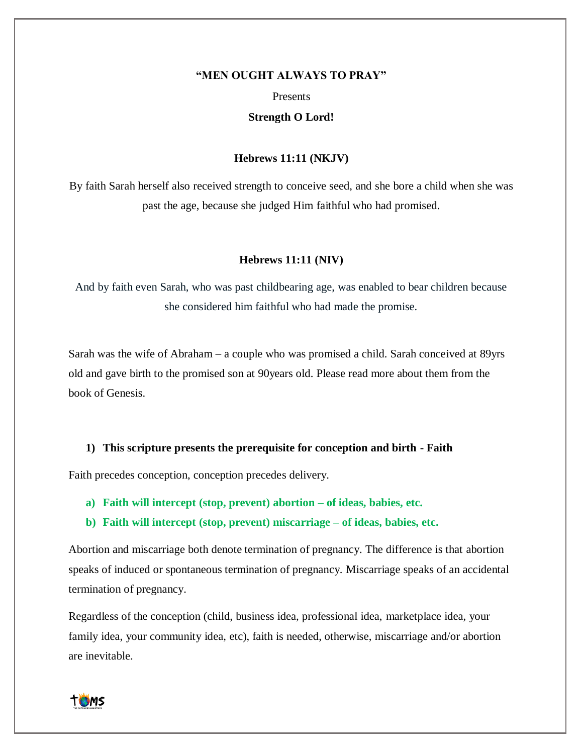**"MEN OUGHT ALWAYS TO PRAY"**

Presents

**Strength O Lord!**

**Hebrews 11:11 (NKJV)**

By faith Sarah herself also received strength to conceive seed, and she bore a child when she was past the age, because she judged Him faithful who had promised.

**Hebrews 11:11 (NIV)**

And by faith even Sarah, who was past childbearing age, was enabled to bear children because she considered him faithful who had made the promise.

Sarah was the wife of Abraham – a couple who was promised a child. Sarah conceived at 89yrs old and gave birth to the promised son at 90years old. Please read more about them from the book of Genesis.

1) **This scripture presents the prerequisite for conception and birth - Faith**

Faith precedes conception, conception precedes delivery.

a) **Faith will intercept (stop, prevent) abortion – of ideas, babies, etc.**
b) **Faith will intercept (stop, prevent) miscarriage – of ideas, babies, etc.**

Abortion and miscarriage both denote termination of pregnancy. The difference is that abortion speaks of induced or spontaneous termination of pregnancy. Miscarriage speaks of an accidental termination of pregnancy.

Regardless of the conception (child, business idea, professional idea, marketplace idea, your family idea, your community idea, etc), faith is needed, otherwise, miscarriage and/or abortion are inevitable.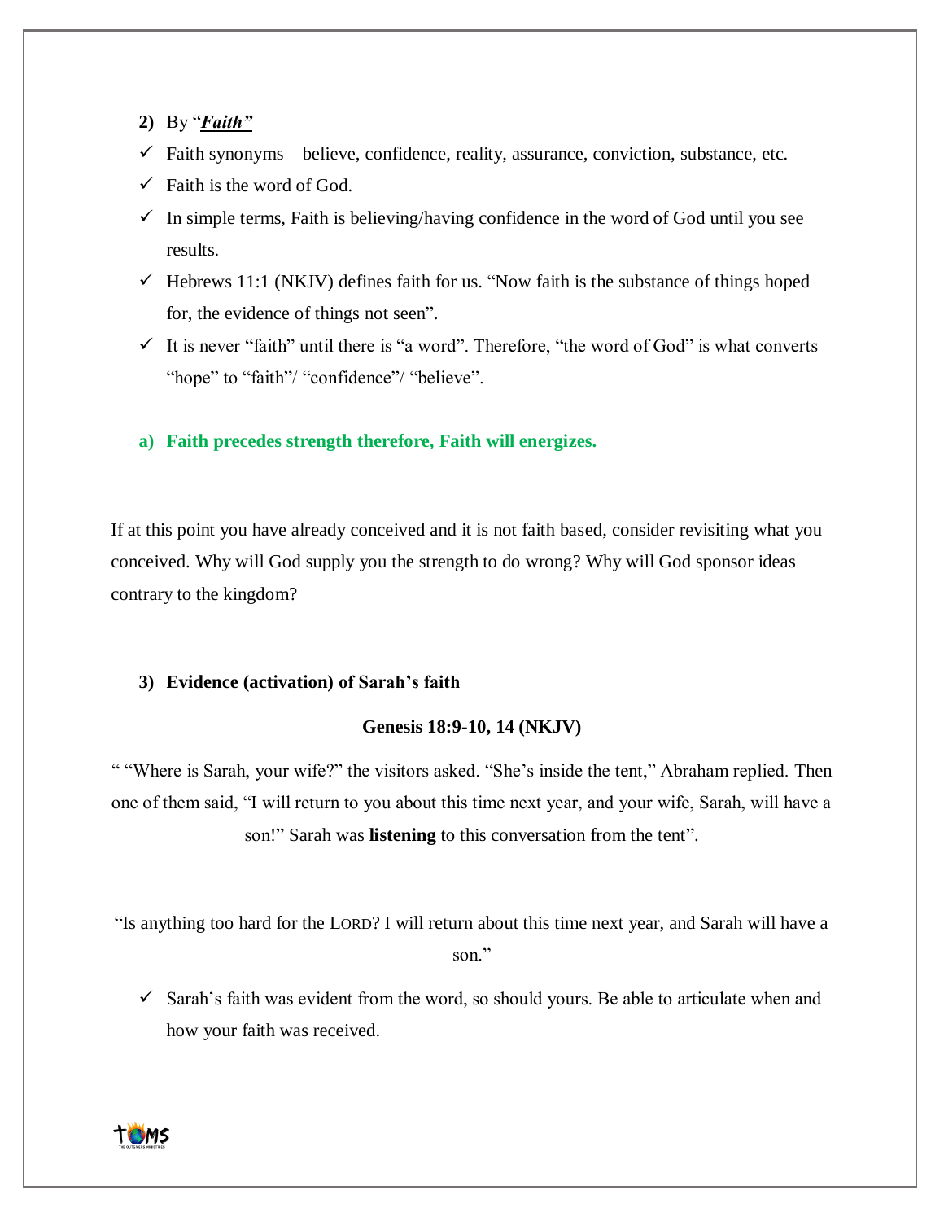**2)** By "***Faith"***

- ✓ Faith synonyms – believe, confidence, reality, assurance, conviction, substance, etc.
- ✓ Faith is the word of God.
- ✓ In simple terms, Faith is believing/having confidence in the word of God until you see results.
- ✓ Hebrews 11:1 (NKJV) defines faith for us. "Now faith is the substance of things hoped for, the evidence of things not seen".
- ✓ It is never "faith" until there is "a word". Therefore, "the word of God" is what converts "hope" to "faith"/ "confidence"/ "believe".

**a) Faith precedes strength therefore, Faith will energizes.**

If at this point you have already conceived and it is not faith based, consider revisiting what you conceived. Why will God supply you the strength to do wrong? Why will God sponsor ideas contrary to the kingdom?

**3) Evidence (activation) of Sarah's faith**

**Genesis 18:9-10, 14 (NKJV)**

" "Where is Sarah, your wife?" the visitors asked. "She's inside the tent," Abraham replied. Then one of them said, "I will return to you about this time next year, and your wife, Sarah, will have a son!" Sarah was **listening** to this conversation from the tent".

"Is anything too hard for the LORD? I will return about this time next year, and Sarah will have a son."

- ✓ Sarah's faith was evident from the word, so should yours. Be able to articulate when and how your faith was received.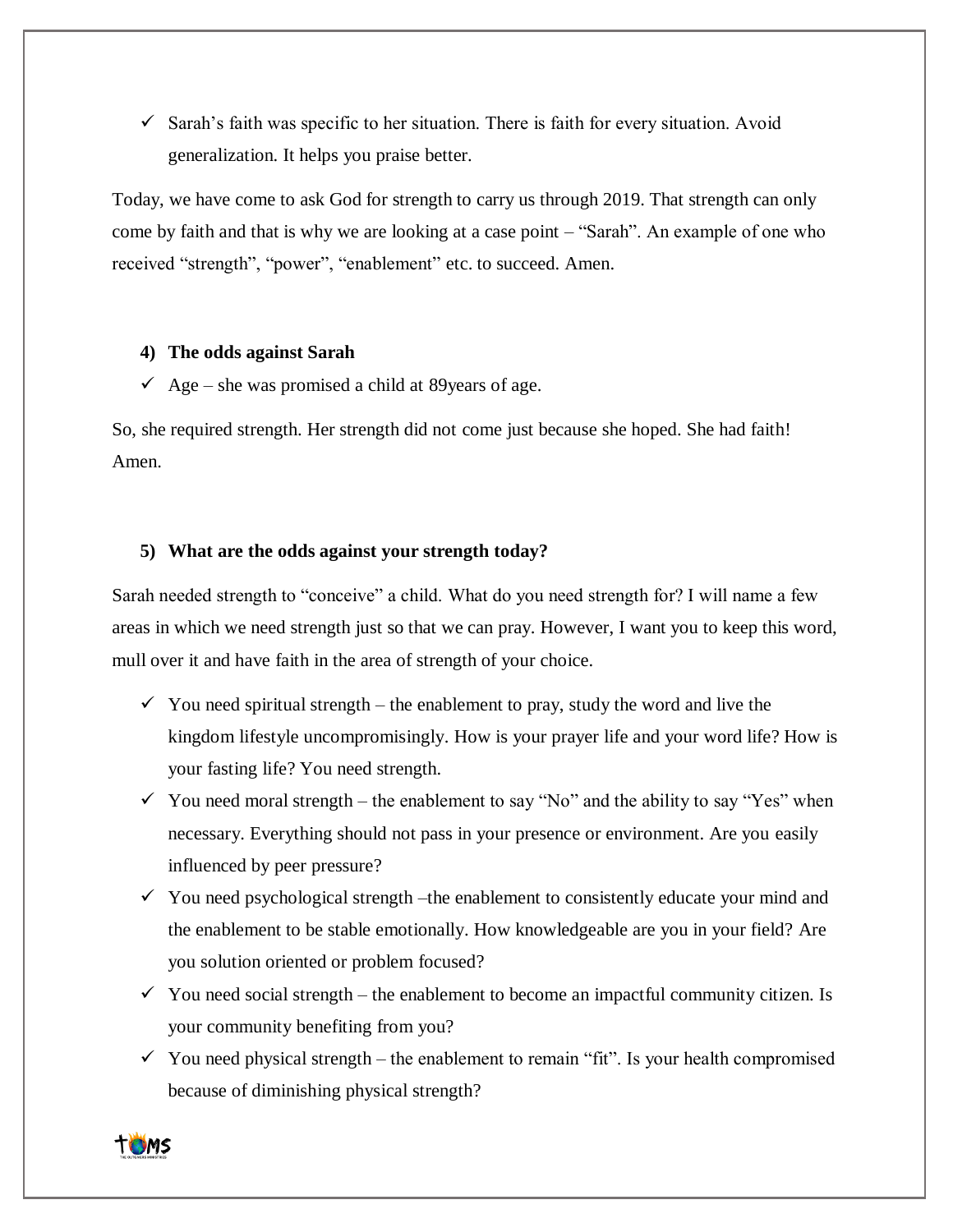- ✓ Sarah's faith was specific to her situation. There is faith for every situation. Avoid generalization. It helps you praise better.

Today, we have come to ask God for strength to carry us through 2019. That strength can only come by faith and that is why we are looking at a case point – "Sarah". An example of one who received "strength", "power", "enablement" etc. to succeed. Amen.

#### 4) The odds against Sarah

- ✓ Age – she was promised a child at 89years of age.

So, she required strength. Her strength did not come just because she hoped. She had faith! Amen.

#### 5) What are the odds against your strength today?

Sarah needed strength to "conceive" a child. What do you need strength for? I will name a few areas in which we need strength just so that we can pray. However, I want you to keep this word, mull over it and have faith in the area of strength of your choice.

- ✓ You need spiritual strength – the enablement to pray, study the word and live the kingdom lifestyle uncompromisingly. How is your prayer life and your word life? How is your fasting life? You need strength.
- ✓ You need moral strength – the enablement to say "No" and the ability to say "Yes" when necessary. Everything should not pass in your presence or environment. Are you easily influenced by peer pressure?
- ✓ You need psychological strength –the enablement to consistently educate your mind and the enablement to be stable emotionally. How knowledgeable are you in your field? Are you solution oriented or problem focused?
- ✓ You need social strength – the enablement to become an impactful community citizen. Is your community benefiting from you?
- ✓ You need physical strength – the enablement to remain "fit". Is your health compromised because of diminishing physical strength?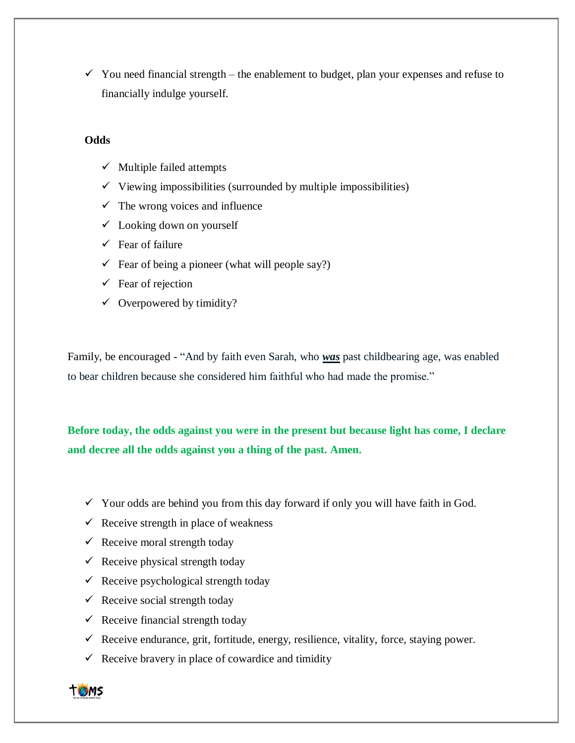- ✓ You need financial strength – the enablement to budget, plan your expenses and refuse to financially indulge yourself.

**Odds**

- ✓ Multiple failed attempts
- ✓ Viewing impossibilities (surrounded by multiple impossibilities)
- ✓ The wrong voices and influence
- ✓ Looking down on yourself
- ✓ Fear of failure
- ✓ Fear of being a pioneer (what will people say?)
- ✓ Fear of rejection
- ✓ Overpowered by timidity?

Family, be encouraged - "And by faith even Sarah, who ***was*** past childbearing age, was enabled to bear children because she considered him faithful who had made the promise."

**Before today, the odds against you were in the present but because light has come, I declare and decree all the odds against you a thing of the past. Amen.**

- ✓ Your odds are behind you from this day forward if only you will have faith in God.
- ✓ Receive strength in place of weakness
- ✓ Receive moral strength today
- ✓ Receive physical strength today
- ✓ Receive psychological strength today
- ✓ Receive social strength today
- ✓ Receive financial strength today
- ✓ Receive endurance, grit, fortitude, energy, resilience, vitality, force, staying power.
- ✓ Receive bravery in place of cowardice and timidity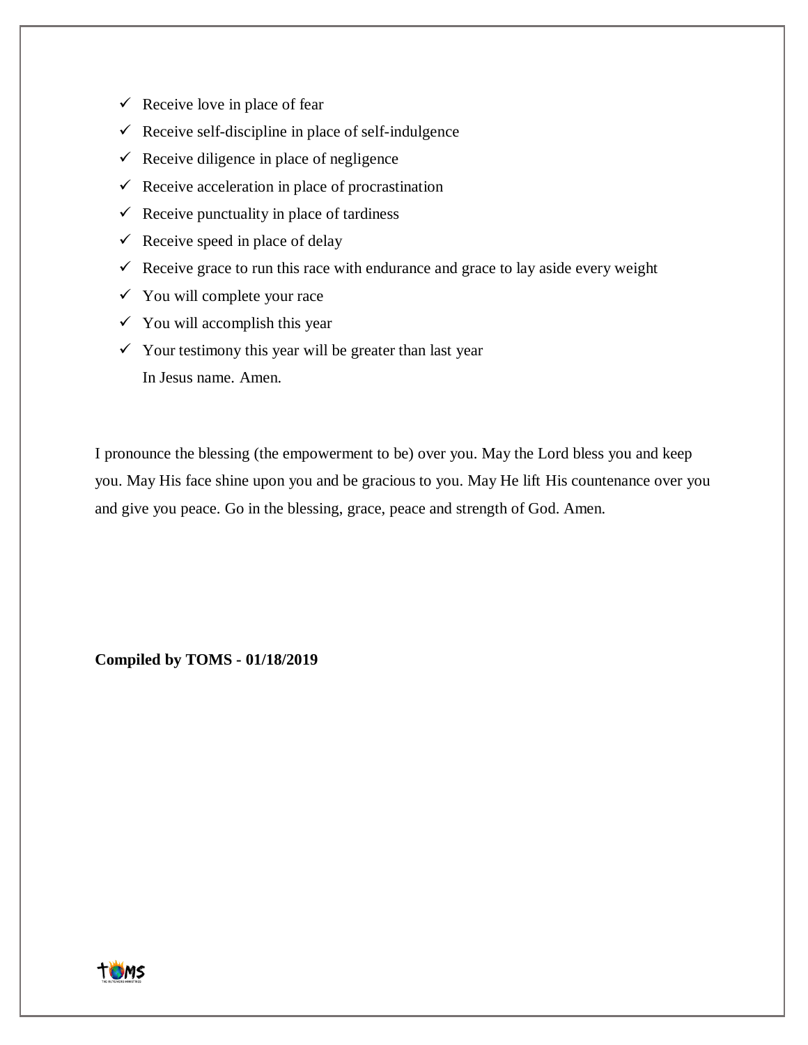- ✓ Receive love in place of fear
- ✓ Receive self-discipline in place of self-indulgence
- ✓ Receive diligence in place of negligence
- ✓ Receive acceleration in place of procrastination
- ✓ Receive punctuality in place of tardiness
- ✓ Receive speed in place of delay
- ✓ Receive grace to run this race with endurance and grace to lay aside every weight
- ✓ You will complete your race
- ✓ You will accomplish this year
- ✓ Your testimony this year will be greater than last year

In Jesus name. Amen.

I pronounce the blessing (the empowerment to be) over you. May the Lord bless you and keep you. May His face shine upon you and be gracious to you. May He lift His countenance over you and give you peace. Go in the blessing, grace, peace and strength of God. Amen.

**Compiled by TOMS - 01/18/2019**